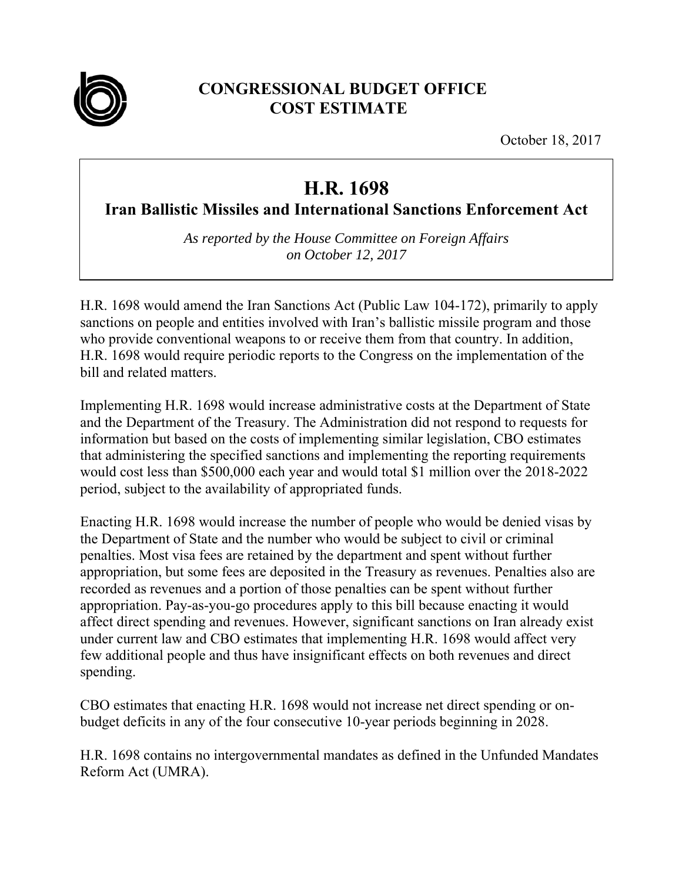# CONGRESSIONAL BUDGET OFFICE COST ESTIMATE

October 18, 2017

## H.R. 1698

### Iran Ballistic Missiles and International Sanctions Enforcement Act

*As reported by the House Committee on Foreign Affairs on October 12, 2017*

H.R. 1698 would amend the Iran Sanctions Act (Public Law 104-172), primarily to apply sanctions on people and entities involved with Iran's ballistic missile program and those who provide conventional weapons to or receive them from that country. In addition, H.R. 1698 would require periodic reports to the Congress on the implementation of the bill and related matters.

Implementing H.R. 1698 would increase administrative costs at the Department of State and the Department of the Treasury. The Administration did not respond to requests for information but based on the costs of implementing similar legislation, CBO estimates that administering the specified sanctions and implementing the reporting requirements would cost less than $500,000 each year and would total $1 million over the 2018-2022 period, subject to the availability of appropriated funds.

Enacting H.R. 1698 would increase the number of people who would be denied visas by the Department of State and the number who would be subject to civil or criminal penalties. Most visa fees are retained by the department and spent without further appropriation, but some fees are deposited in the Treasury as revenues. Penalties also are recorded as revenues and a portion of those penalties can be spent without further appropriation. Pay-as-you-go procedures apply to this bill because enacting it would affect direct spending and revenues. However, significant sanctions on Iran already exist under current law and CBO estimates that implementing H.R. 1698 would affect very few additional people and thus have insignificant effects on both revenues and direct spending.

CBO estimates that enacting H.R. 1698 would not increase net direct spending or on-budget deficits in any of the four consecutive 10-year periods beginning in 2028.

H.R. 1698 contains no intergovernmental mandates as defined in the Unfunded Mandates Reform Act (UMRA).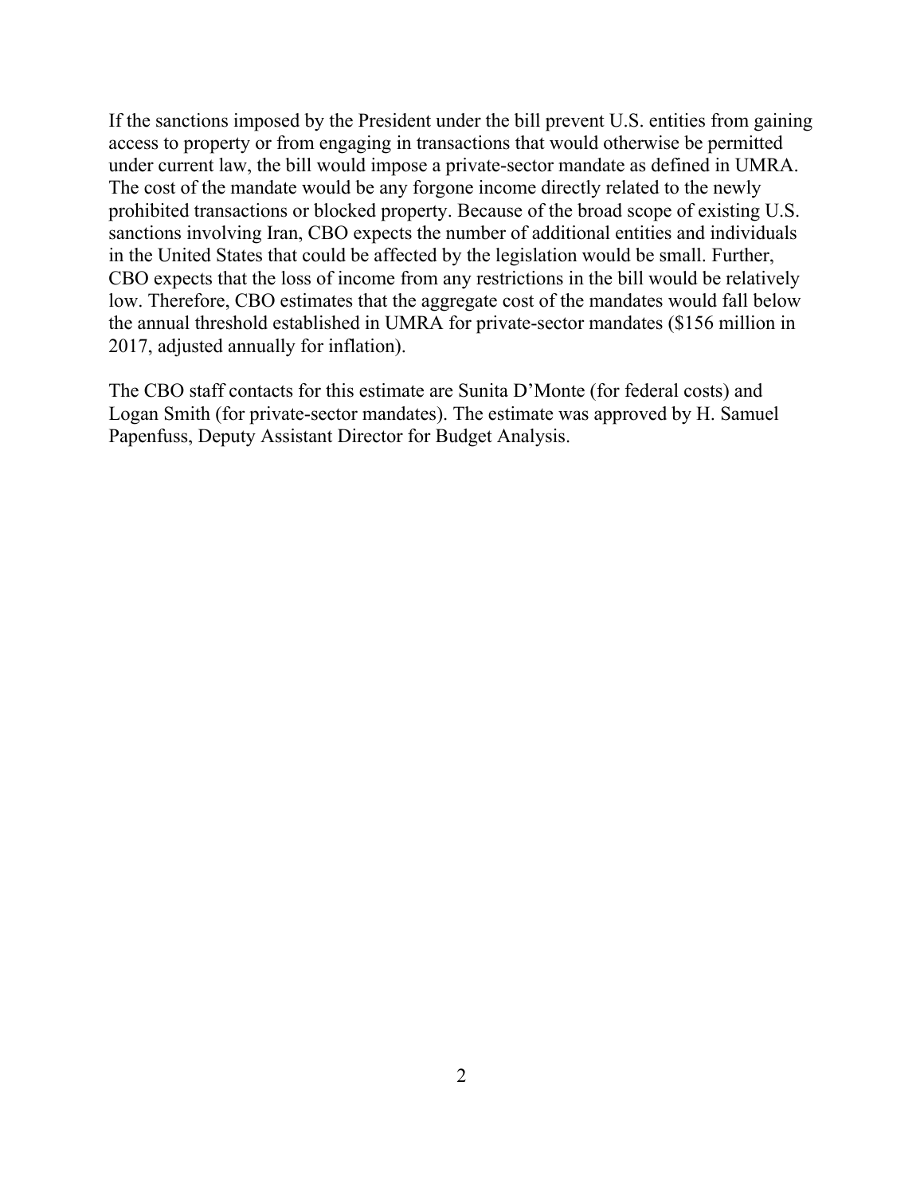If the sanctions imposed by the President under the bill prevent U.S. entities from gaining access to property or from engaging in transactions that would otherwise be permitted under current law, the bill would impose a private-sector mandate as defined in UMRA. The cost of the mandate would be any forgone income directly related to the newly prohibited transactions or blocked property. Because of the broad scope of existing U.S. sanctions involving Iran, CBO expects the number of additional entities and individuals in the United States that could be affected by the legislation would be small. Further, CBO expects that the loss of income from any restrictions in the bill would be relatively low. Therefore, CBO estimates that the aggregate cost of the mandates would fall below the annual threshold established in UMRA for private-sector mandates ($156 million in 2017, adjusted annually for inflation).

The CBO staff contacts for this estimate are Sunita D'Monte (for federal costs) and Logan Smith (for private-sector mandates). The estimate was approved by H. Samuel Papenfuss, Deputy Assistant Director for Budget Analysis.